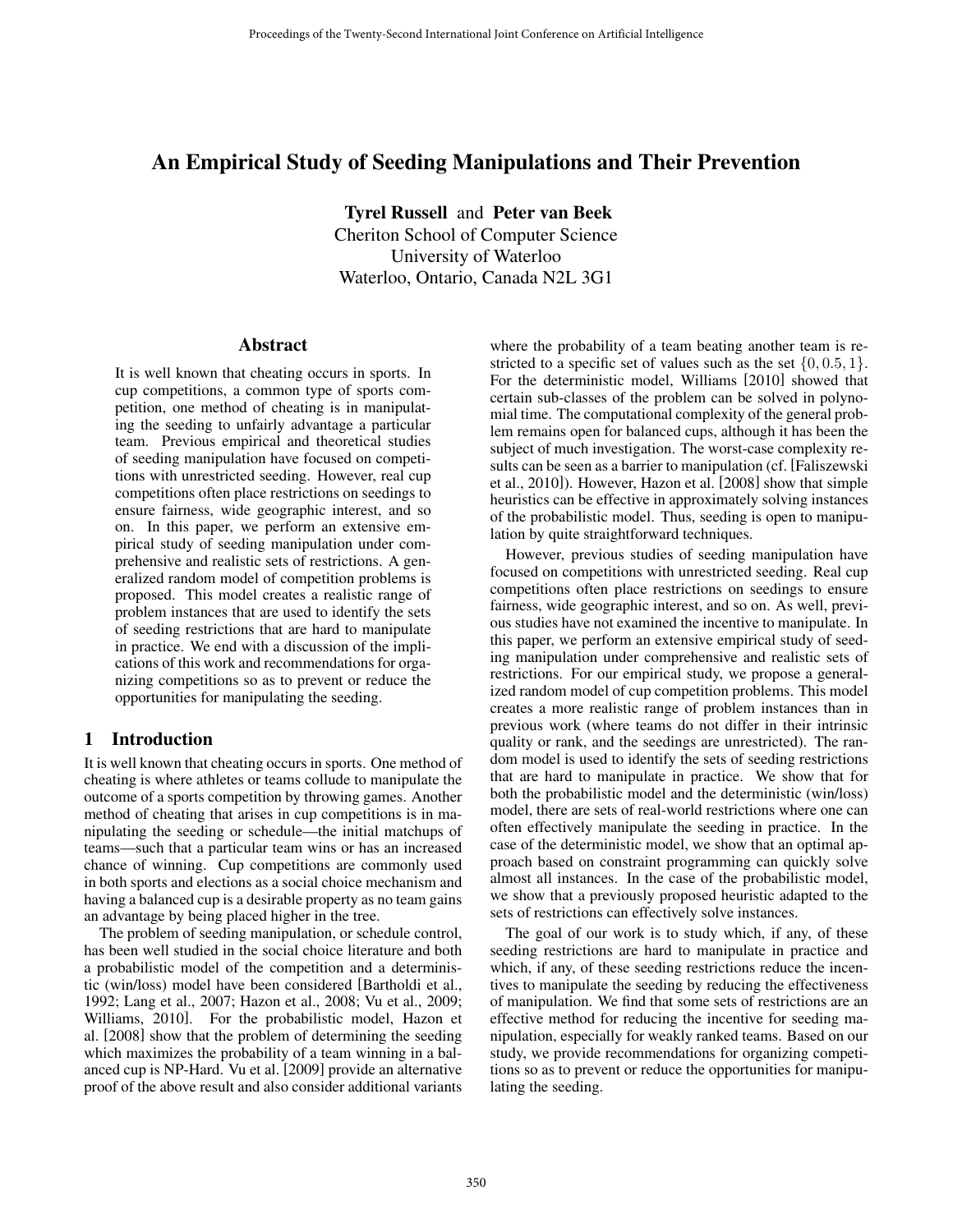# An Empirical Study of Seeding Manipulations and Their Prevention

**Tyrel Russell** and **Peter van Beek**
Cheriton School of Computer Science
University of Waterloo
Waterloo, Ontario, Canada N2L 3G1

## Abstract

It is well known that cheating occurs in sports. In cup competitions, a common type of sports competition, one method of cheating is in manipulating the seeding to unfairly advantage a particular team. Previous empirical and theoretical studies of seeding manipulation have focused on competitions with unrestricted seeding. However, real cup competitions often place restrictions on seedings to ensure fairness, wide geographic interest, and so on. In this paper, we perform an extensive empirical study of seeding manipulation under comprehensive and realistic sets of restrictions. A generalized random model of competition problems is proposed. This model creates a realistic range of problem instances that are used to identify the sets of seeding restrictions that are hard to manipulate in practice. We end with a discussion of the implications of this work and recommendations for organizing competitions so as to prevent or reduce the opportunities for manipulating the seeding.

## 1 Introduction

It is well known that cheating occurs in sports. One method of cheating is where athletes or teams collude to manipulate the outcome of a sports competition by throwing games. Another method of cheating that arises in cup competitions is in manipulating the seeding or schedule—the initial matchups of teams—such that a particular team wins or has an increased chance of winning. Cup competitions are commonly used in both sports and elections as a social choice mechanism and having a balanced cup is a desirable property as no team gains an advantage by being placed higher in the tree.

The problem of seeding manipulation, or schedule control, has been well studied in the social choice literature and both a probabilistic model of the competition and a deterministic (win/loss) model have been considered [Bartholdi et al., 1992; Lang et al., 2007; Hazon et al., 2008; Vu et al., 2009; Williams, 2010]. For the probabilistic model, Hazon et al. [2008] show that the problem of determining the seeding which maximizes the probability of a team winning in a balanced cup is NP-Hard. Vu et al. [2009] provide an alternative proof of the above result and also consider additional variants where the probability of a team beating another team is restricted to a specific set of values such as the set $\{0, 0.5, 1\}$. For the deterministic model, Williams [2010] showed that certain sub-classes of the problem can be solved in polynomial time. The computational complexity of the general problem remains open for balanced cups, although it has been the subject of much investigation. The worst-case complexity results can be seen as a barrier to manipulation (cf. [Faliszewski et al., 2010]). However, Hazon et al. [2008] show that simple heuristics can be effective in approximately solving instances of the probabilistic model. Thus, seeding is open to manipulation by quite straightforward techniques.

However, previous studies of seeding manipulation have focused on competitions with unrestricted seeding. Real cup competitions often place restrictions on seedings to ensure fairness, wide geographic interest, and so on. As well, previous studies have not examined the incentive to manipulate. In this paper, we perform an extensive empirical study of seeding manipulation under comprehensive and realistic sets of restrictions. For our empirical study, we propose a generalized random model of cup competition problems. This model creates a more realistic range of problem instances than in previous work (where teams do not differ in their intrinsic quality or rank, and the seedings are unrestricted). The random model is used to identify the sets of seeding restrictions that are hard to manipulate in practice. We show that for both the probabilistic model and the deterministic (win/loss) model, there are sets of real-world restrictions where one can often effectively manipulate the seeding in practice. In the case of the deterministic model, we show that an optimal approach based on constraint programming can quickly solve almost all instances. In the case of the probabilistic model, we show that a previously proposed heuristic adapted to the sets of restrictions can effectively solve instances.

The goal of our work is to study which, if any, of these seeding restrictions are hard to manipulate in practice and which, if any, of these seeding restrictions reduce the incentives to manipulate the seeding by reducing the effectiveness of manipulation. We find that some sets of restrictions are an effective method for reducing the incentive for seeding manipulation, especially for weakly ranked teams. Based on our study, we provide recommendations for organizing competitions so as to prevent or reduce the opportunities for manipulating the seeding.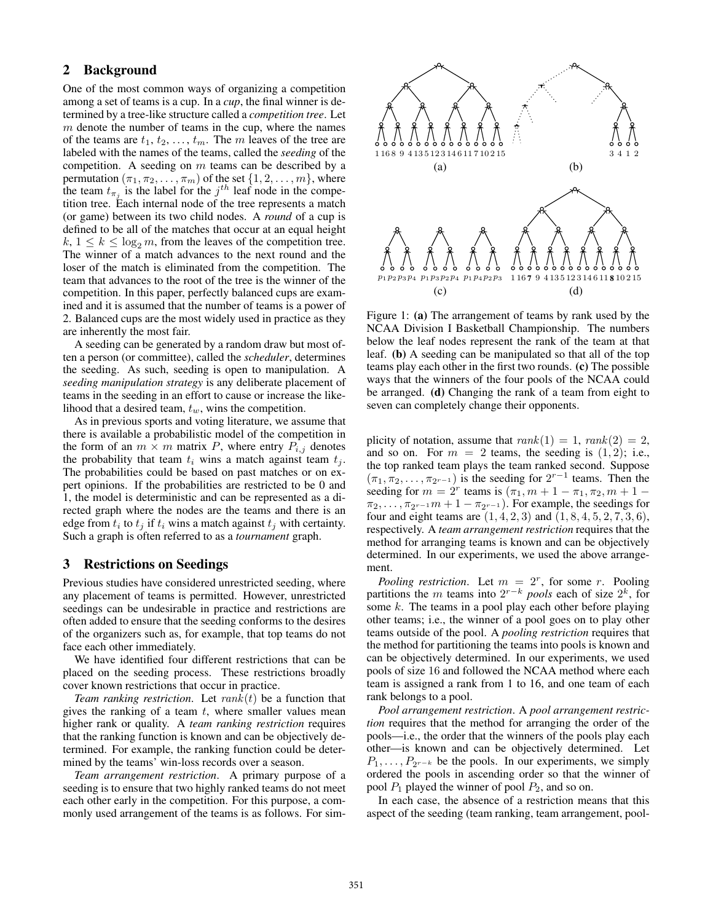## 2 Background

One of the most common ways of organizing a competition among a set of teams is a cup. In a *cup*, the final winner is determined by a tree-like structure called a *competition tree*. Let $m$ denote the number of teams in the cup, where the names of the teams are $t_1, t_2, \ldots, t_m$. The $m$ leaves of the tree are labeled with the names of the teams, called the *seeding* of the competition. A seeding on $m$ teams can be described by a permutation $(\pi_1, \pi_2, \ldots, \pi_m)$ of the set $\{1, 2, \ldots, m\}$, where the team $t_{\pi_j}$ is the label for the $j^{th}$ leaf node in the competition tree. Each internal node of the tree represents a match (or game) between its two child nodes. A *round* of a cup is defined to be all of the matches that occur at an equal height $k$, $1 \leq k \leq \log_2 m$, from the leaves of the competition tree. The winner of a match advances to the next round and the loser of the match is eliminated from the competition. The team that advances to the root of the tree is the winner of the competition. In this paper, perfectly balanced cups are examined and it is assumed that the number of teams is a power of 2. Balanced cups are the most widely used in practice as they are inherently the most fair.

A seeding can be generated by a random draw but most often a person (or committee), called the *scheduler*, determines the seeding. As such, seeding is open to manipulation. A *seeding manipulation strategy* is any deliberate placement of teams in the seeding in an effort to cause or increase the likelihood that a desired team, $t_w$, wins the competition.

As in previous sports and voting literature, we assume that there is available a probabilistic model of the competition in the form of an $m \times m$ matrix $P$, where entry $P_{i,j}$ denotes the probability that team $t_i$ wins a match against team $t_j$. The probabilities could be based on past matches or on expert opinions. If the probabilities are restricted to be 0 and 1, the model is deterministic and can be represented as a directed graph where the nodes are the teams and there is an edge from $t_i$ to $t_j$ if $t_i$ wins a match against $t_j$ with certainty. Such a graph is often referred to as a *tournament* graph.

## 3 Restrictions on Seedings

Previous studies have considered unrestricted seeding, where any placement of teams is permitted. However, unrestricted seedings can be undesirable in practice and restrictions are often added to ensure that the seeding conforms to the desires of the organizers such as, for example, that top teams do not face each other immediately.

We have identified four different restrictions that can be placed on the seeding process. These restrictions broadly cover known restrictions that occur in practice.

*Team ranking restriction*. Let $rank(t)$ be a function that gives the ranking of a team $t$, where smaller values mean higher rank or quality. A *team ranking restriction* requires that the ranking function is known and can be objectively determined. For example, the ranking function could be determined by the teams' win-loss records over a season.

*Team arrangement restriction*. A primary purpose of a seeding is to ensure that two highly ranked teams do not meet each other early in the competition. For this purpose, a commonly used arrangement of the teams is as follows. For simplicity of notation, assume that $rank(1) = 1$, $rank(2) = 2$, and so on. For $m = 2$ teams, the seeding is $(1, 2)$; i.e., the top ranked team plays the team ranked second. Suppose $(\pi_1, \pi_2, \ldots, \pi_{2^{r-1}})$ is the seeding for $2^{r-1}$ teams. Then the seeding for $m = 2^r$ teams is $(\pi_1, m+1-\pi_1, \pi_2, m+1-\pi_2, \ldots, \pi_{2^{r-1}} m+1-\pi_{2^{r-1}})$. For example, the seedings for four and eight teams are $(1, 4, 2, 3)$ and $(1, 8, 4, 5, 2, 7, 3, 6)$, respectively. A *team arrangement restriction* requires that the method for arranging teams is known and can be objectively determined. In our experiments, we used the above arrangement.

*Pooling restriction*. Let $m = 2^r$, for some $r$. Pooling partitions the $m$ teams into $2^{r-k}$ *pools* each of size $2^k$, for some $k$. The teams in a pool play each other before playing other teams; i.e., the winner of a pool goes on to play other teams outside of the pool. A *pooling restriction* requires that the method for partitioning the teams into pools is known and can be objectively determined. In our experiments, we used pools of size 16 and followed the NCAA method where each team is assigned a rank from 1 to 16, and one team of each rank belongs to a pool.

*Pool arrangement restriction*. A *pool arrangement restriction* requires that the method for arranging the order of the pools—i.e., the order that the winners of the pools play each other—is known and can be objectively determined. Let $P_1, \ldots, P_{2^{r-k}}$ be the pools. In our experiments, we simply ordered the pools in ascending order so that the winner of pool $P_1$ played the winner of pool $P_2$, and so on.

In each case, the absence of a restriction means that this aspect of the seeding (team ranking, team arrangement, pool-

Figure 1: **(a)** The arrangement of teams by rank used by the NCAA Division I Basketball Championship. The numbers below the leaf nodes represent the rank of the team at that leaf. **(b)** A seeding can be manipulated so that all of the top teams play each other in the first two rounds. **(c)** The possible ways that the winners of the four pools of the NCAA could be arranged. **(d)** Changing the rank of a team from eight to seven can completely change their opponents.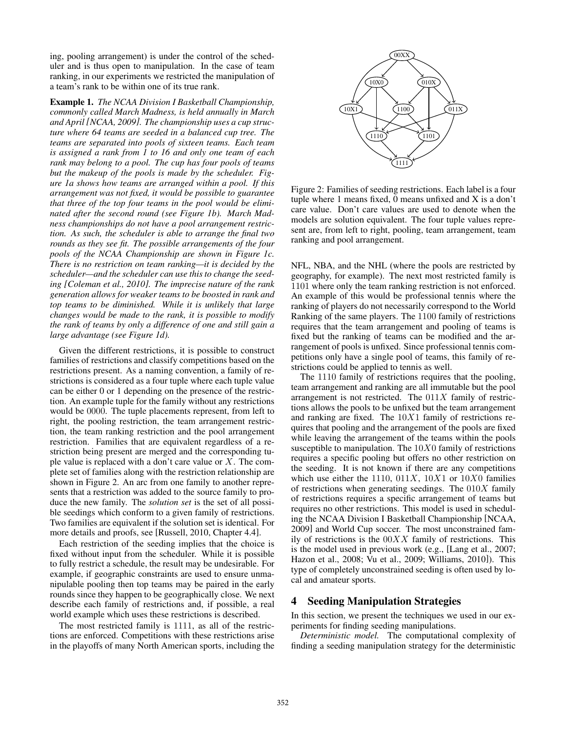ing, pooling arrangement) is under the control of the scheduler and is thus open to manipulation. In the case of team ranking, in our experiments we restricted the manipulation of a team's rank to be within one of its true rank.

**Example 1.** *The NCAA Division I Basketball Championship, commonly called March Madness, is held annually in March and April [NCAA, 2009]. The championship uses a cup structure where 64 teams are seeded in a balanced cup tree. The teams are separated into pools of sixteen teams. Each team is assigned a rank from 1 to 16 and only one team of each rank may belong to a pool. The cup has four pools of teams but the makeup of the pools is made by the scheduler. Figure 1a shows how teams are arranged within a pool. If this arrangement was not fixed, it would be possible to guarantee that three of the top four teams in the pool would be eliminated after the second round (see Figure 1b). March Madness championships do not have a pool arrangement restriction. As such, the scheduler is able to arrange the final two rounds as they see fit. The possible arrangements of the four pools of the NCAA Championship are shown in Figure 1c. There is no restriction on team ranking—it is decided by the scheduler—and the scheduler can use this to change the seeding [Coleman et al., 2010]. The imprecise nature of the rank generation allows for weaker teams to be boosted in rank and top teams to be diminished. While it is unlikely that large changes would be made to the rank, it is possible to modify the rank of teams by only a difference of one and still gain a large advantage (see Figure 1d).*

Given the different restrictions, it is possible to construct families of restrictions and classify competitions based on the restrictions present. As a naming convention, a family of restrictions is considered as a four tuple where each tuple value can be either 0 or 1 depending on the presence of the restriction. An example tuple for the family without any restrictions would be 0000. The tuple placements represent, from left to right, the pooling restriction, the team arrangement restriction, the team ranking restriction and the pool arrangement restriction. Families that are equivalent regardless of a restriction being present are merged and the corresponding tuple value is replaced with a don't care value or $X$. The complete set of families along with the restriction relationship are shown in Figure 2. An arc from one family to another represents that a restriction was added to the source family to produce the new family. The *solution set* is the set of all possible seedings which conform to a given family of restrictions. Two families are equivalent if the solution set is identical. For more details and proofs, see [Russell, 2010, Chapter 4.4].

Each restriction of the seeding implies that the choice is fixed without input from the scheduler. While it is possible to fully restrict a schedule, the result may be undesirable. For example, if geographic constraints are used to ensure unmanipulable pooling then top teams may be paired in the early rounds since they happen to be geographically close. We next describe each family of restrictions and, if possible, a real world example which uses these restrictions is described.

The most restricted family is 1111, as all of the restrictions are enforced. Competitions with these restrictions arise in the playoffs of many North American sports, including the NFL, NBA, and the NHL (where the pools are restricted by geography, for example). The next most restricted family is 1101 where only the team ranking restriction is not enforced. An example of this would be professional tennis where the ranking of players do not necessarily correspond to the World Ranking of the same players. The 1100 family of restrictions requires that the team arrangement and pooling of teams is fixed but the ranking of teams can be modified and the arrangement of pools is unfixed. Since professional tennis competitions only have a single pool of teams, this family of restrictions could be applied to tennis as well.

The 1110 family of restrictions requires that the pooling, team arrangement and ranking are all immutable but the pool arrangement is not restricted. The $011X$ family of restrictions allows the pools to be unfixed but the team arrangement and ranking are fixed. The $10X1$ family of restrictions requires that pooling and the arrangement of the pools are fixed while leaving the arrangement of the teams within the pools susceptible to manipulation. The $10X0$ family of restrictions requires a specific pooling but offers no other restriction on the seeding. It is not known if there are any competitions which use either the 1110, $011X$, $10X1$ or $10X0$ families of restrictions when generating seedings. The $010X$ family of restrictions requires a specific arrangement of teams but requires no other restrictions. This model is used in scheduling the NCAA Division I Basketball Championship [NCAA, 2009] and World Cup soccer. The most unconstrained family of restrictions is the $00XX$ family of restrictions. This is the model used in previous work (e.g., [Lang et al., 2007; Hazon et al., 2008; Vu et al., 2009; Williams, 2010]). This type of completely unconstrained seeding is often used by local and amateur sports.

Figure 2: Families of seeding restrictions. Each label is a four tuple where 1 means fixed, 0 means unfixed and X is a don't care value. Don't care values are used to denote when the models are solution equivalent. The four tuple values represent are, from left to right, pooling, team arrangement, team ranking and pool arrangement.

## 4 Seeding Manipulation Strategies

In this section, we present the techniques we used in our experiments for finding seeding manipulations.

*Deterministic model.* The computational complexity of finding a seeding manipulation strategy for the deterministic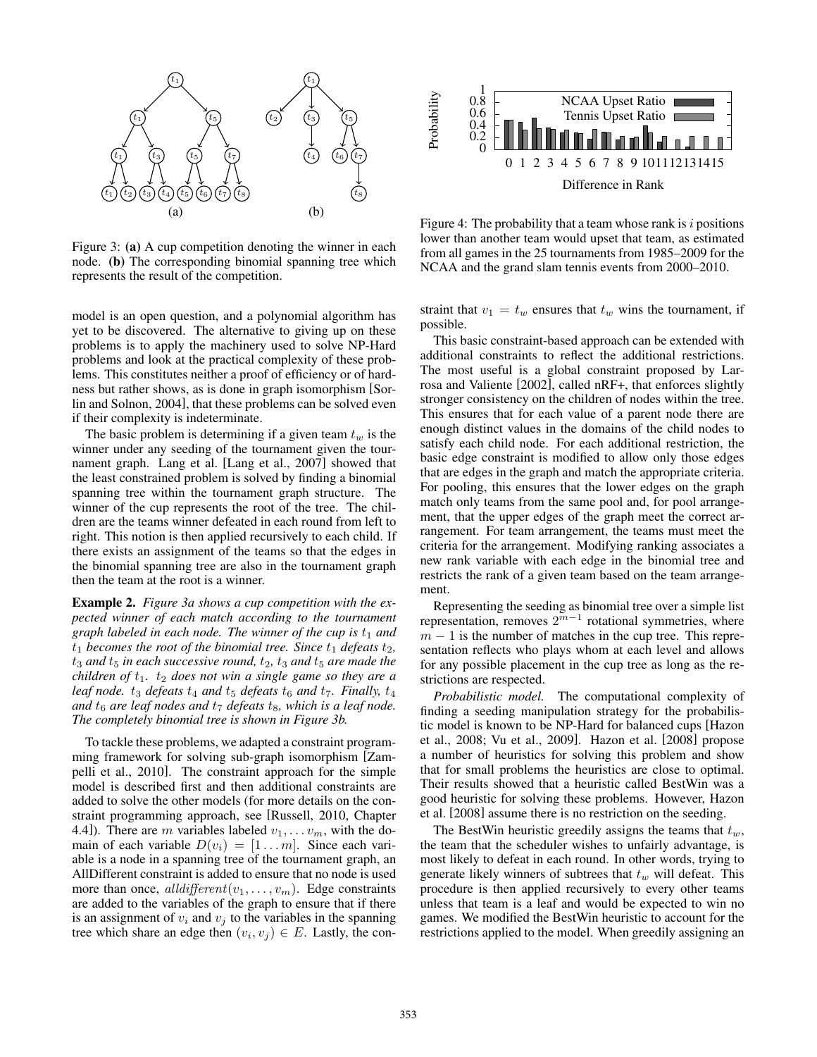Figure 3: **(a)** A cup competition denoting the winner in each node. **(b)** The corresponding binomial spanning tree which represents the result of the competition.

model is an open question, and a polynomial algorithm has yet to be discovered. The alternative to giving up on these problems is to apply the machinery used to solve NP-Hard problems and look at the practical complexity of these problems. This constitutes neither a proof of efficiency or of hardness but rather shows, as is done in graph isomorphism [Sorlin and Solnon, 2004], that these problems can be solved even if their complexity is indeterminate.

The basic problem is determining if a given team $t_w$ is the winner under any seeding of the tournament given the tournament graph. Lang et al. [Lang et al., 2007] showed that the least constrained problem is solved by finding a binomial spanning tree within the tournament graph structure. The winner of the cup represents the root of the tree. The children are the teams winner defeated in each round from left to right. This notion is then applied recursively to each child. If there exists an assignment of the teams so that the edges in the binomial spanning tree are also in the tournament graph then the team at the root is a winner.

**Example 2.** *Figure 3a shows a cup competition with the expected winner of each match according to the tournament graph labeled in each node. The winner of the cup is $t_1$ and $t_1$ becomes the root of the binomial tree. Since $t_1$ defeats $t_2$, $t_3$ and $t_5$ in each successive round, $t_2$, $t_3$ and $t_5$ are made the children of $t_1$. $t_2$ does not win a single game so they are a leaf node. $t_3$ defeats $t_4$ and $t_5$ defeats $t_6$ and $t_7$. Finally, $t_4$ and $t_6$ are leaf nodes and $t_7$ defeats $t_8$, which is a leaf node. The completely binomial tree is shown in Figure 3b.*

To tackle these problems, we adapted a constraint programming framework for solving sub-graph isomorphism [Zampelli et al., 2010]. The constraint approach for the simple model is described first and then additional constraints are added to solve the other models (for more details on the constraint programming approach, see [Russell, 2010, Chapter 4.4]). There are $m$ variables labeled $v_1, \ldots v_m$, with the domain of each variable $D(v_i) = [1 \ldots m]$. Since each variable is a node in a spanning tree of the tournament graph, an AllDifferent constraint is added to ensure that no node is used more than once, $alldifferent(v_1, \ldots, v_m)$. Edge constraints are added to the variables of the graph to ensure that if there is an assignment of $v_i$ and $v_j$ to the variables in the spanning tree which share an edge then $(v_i, v_j) \in E$. Lastly, the constraint that $v_1 = t_w$ ensures that $t_w$ wins the tournament, if possible.

Figure 4: The probability that a team whose rank is $i$ positions lower than another team would upset that team, as estimated from all games in the 25 tournaments from 1985–2009 for the NCAA and the grand slam tennis events from 2000–2010.

This basic constraint-based approach can be extended with additional constraints to reflect the additional restrictions. The most useful is a global constraint proposed by Larrosa and Valiente [2002], called nRF+, that enforces slightly stronger consistency on the children of nodes within the tree. This ensures that for each value of a parent node there are enough distinct values in the domains of the child nodes to satisfy each child node. For each additional restriction, the basic edge constraint is modified to allow only those edges that are edges in the graph and match the appropriate criteria. For pooling, this ensures that the lower edges on the graph match only teams from the same pool and, for pool arrangement, that the upper edges of the graph meet the correct arrangement. For team arrangement, the teams must meet the criteria for the arrangement. Modifying ranking associates a new rank variable with each edge in the binomial tree and restricts the rank of a given team based on the team arrangement.

Representing the seeding as binomial tree over a simple list representation, removes $2^{m-1}$ rotational symmetries, where $m-1$ is the number of matches in the cup tree. This representation reflects who plays whom at each level and allows for any possible placement in the cup tree as long as the restrictions are respected.

*Probabilistic model.* The computational complexity of finding a seeding manipulation strategy for the probabilistic model is known to be NP-Hard for balanced cups [Hazon et al., 2008; Vu et al., 2009]. Hazon et al. [2008] propose a number of heuristics for solving this problem and show that for small problems the heuristics are close to optimal. Their results showed that a heuristic called BestWin was a good heuristic for solving these problems. However, Hazon et al. [2008] assume there is no restriction on the seeding.

The BestWin heuristic greedily assigns the teams that $t_w$, the team that the scheduler wishes to unfairly advantage, is most likely to defeat in each round. In other words, trying to generate likely winners of subtrees that $t_w$ will defeat. This procedure is then applied recursively to every other teams unless that team is a leaf and would be expected to win no games. We modified the BestWin heuristic to account for the restrictions applied to the model. When greedily assigning an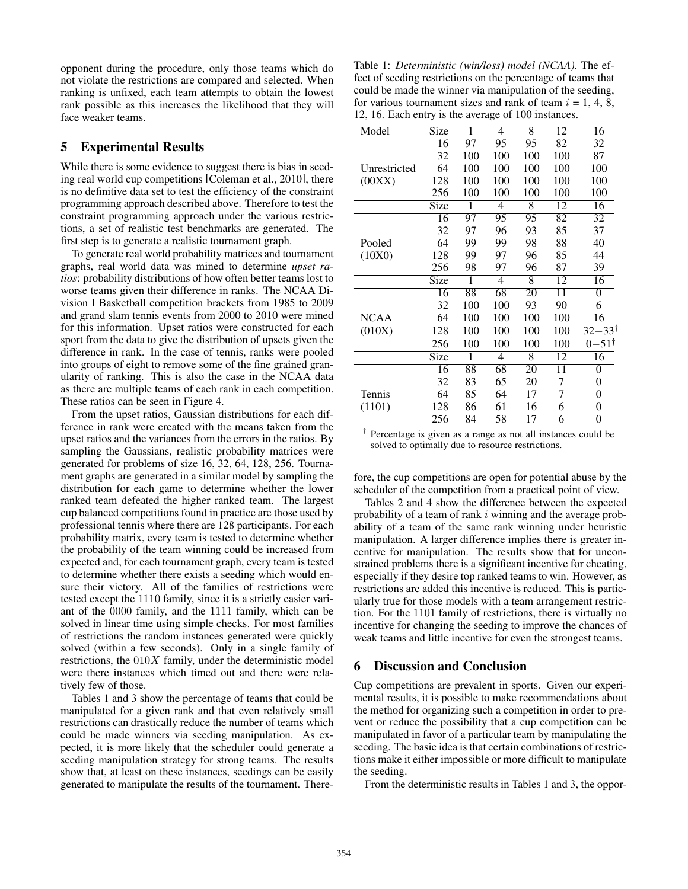opponent during the procedure, only those teams which do not violate the restrictions are compared and selected. When ranking is unfixed, each team attempts to obtain the lowest rank possible as this increases the likelihood that they will face weaker teams.

## 5 Experimental Results

While there is some evidence to suggest there is bias in seeding real world cup competitions [Coleman et al., 2010], there is no definitive data set to test the efficiency of the constraint programming approach described above. Therefore to test the constraint programming approach under the various restrictions, a set of realistic test benchmarks are generated. The first step is to generate a realistic tournament graph.

To generate real world probability matrices and tournament graphs, real world data was mined to determine *upset ratios*: probability distributions of how often better teams lost to worse teams given their difference in ranks. The NCAA Division I Basketball competition brackets from 1985 to 2009 and grand slam tennis events from 2000 to 2010 were mined for this information. Upset ratios were constructed for each sport from the data to give the distribution of upsets given the difference in rank. In the case of tennis, ranks were pooled into groups of eight to remove some of the fine grained granularity of ranking. This is also the case in the NCAA data as there are multiple teams of each rank in each competition. These ratios can be seen in Figure 4.

From the upset ratios, Gaussian distributions for each difference in rank were created with the means taken from the upset ratios and the variances from the errors in the ratios. By sampling the Gaussians, realistic probability matrices were generated for problems of size 16, 32, 64, 128, 256. Tournament graphs are generated in a similar model by sampling the distribution for each game to determine whether the lower ranked team defeated the higher ranked team. The largest cup balanced competitions found in practice are those used by professional tennis where there are 128 participants. For each probability matrix, every team is tested to determine whether the probability of the team winning could be increased from expected and, for each tournament graph, every team is tested to determine whether there exists a seeding which would ensure their victory. All of the families of restrictions were tested except the 1110 family, since it is a strictly easier variant of the 0000 family, and the 1111 family, which can be solved in linear time using simple checks. For most families of restrictions the random instances generated were quickly solved (within a few seconds). Only in a single family of restrictions, the $010X$ family, under the deterministic model were there instances which timed out and there were relatively few of those.

Tables 1 and 3 show the percentage of teams that could be manipulated for a given rank and that even relatively small restrictions can drastically reduce the number of teams which could be made winners via seeding manipulation. As expected, it is more likely that the scheduler could generate a seeding manipulation strategy for strong teams. The results show that, at least on these instances, seedings can be easily generated to manipulate the results of the tournament. Therefore, the cup competitions are open for potential abuse by the scheduler of the competition from a practical point of view.

Table 1: *Deterministic (win/loss) model (NCAA).* The effect of seeding restrictions on the percentage of teams that could be made the winner via manipulation of the seeding, for various tournament sizes and rank of team $i$ = 1, 4, 8, 12, 16. Each entry is the average of 100 instances.

| Model | Size | 1 | 4 | 8 | 12 | 16 |
|---|---|---|---|---|---|---|
| Unrestricted (00XX) | 16 | 97 | 95 | 95 | 82 | 32 |
| | 32 | 100 | 100 | 100 | 100 | 87 |
| | 64 | 100 | 100 | 100 | 100 | 100 |
| | 128 | 100 | 100 | 100 | 100 | 100 |
| | 256 | 100 | 100 | 100 | 100 | 100 |
| | Size | 1 | 4 | 8 | 12 | 16 |
| Pooled (10X0) | 16 | 97 | 95 | 95 | 82 | 32 |
| | 32 | 97 | 96 | 93 | 85 | 37 |
| | 64 | 99 | 99 | 98 | 88 | 40 |
| | 128 | 99 | 97 | 96 | 85 | 44 |
| | 256 | 98 | 97 | 96 | 87 | 39 |
| | Size | 1 | 4 | 8 | 12 | 16 |
| NCAA (010X) | 16 | 88 | 68 | 20 | 11 | 0 |
| | 32 | 100 | 100 | 93 | 90 | 6 |
| | 64 | 100 | 100 | 100 | 100 | 16 |
| | 128 | 100 | 100 | 100 | 100 | 32−33† |
| | 256 | 100 | 100 | 100 | 100 | 0−51† |
| | Size | 1 | 4 | 8 | 12 | 16 |
| Tennis (1101) | 16 | 88 | 68 | 20 | 11 | 0 |
| | 32 | 83 | 65 | 20 | 7 | 0 |
| | 64 | 85 | 64 | 17 | 7 | 0 |
| | 128 | 86 | 61 | 16 | 6 | 0 |
| | 256 | 84 | 58 | 17 | 6 | 0 |

† Percentage is given as a range as not all instances could be solved to optimally due to resource restrictions.

Tables 2 and 4 show the difference between the expected probability of a team of rank $i$ winning and the average probability of a team of the same rank winning under heuristic manipulation. A larger difference implies there is greater incentive for manipulation. The results show that for unconstrained problems there is a significant incentive for cheating, especially if they desire top ranked teams to win. However, as restrictions are added this incentive is reduced. This is particularly true for those models with a team arrangement restriction. For the 1101 family of restrictions, there is virtually no incentive for changing the seeding to improve the chances of weak teams and little incentive for even the strongest teams.

## 6 Discussion and Conclusion

Cup competitions are prevalent in sports. Given our experimental results, it is possible to make recommendations about the method for organizing such a competition in order to prevent or reduce the possibility that a cup competition can be manipulated in favor of a particular team by manipulating the seeding. The basic idea is that certain combinations of restrictions make it either impossible or more difficult to manipulate the seeding.

From the deterministic results in Tables 1 and 3, the oppor-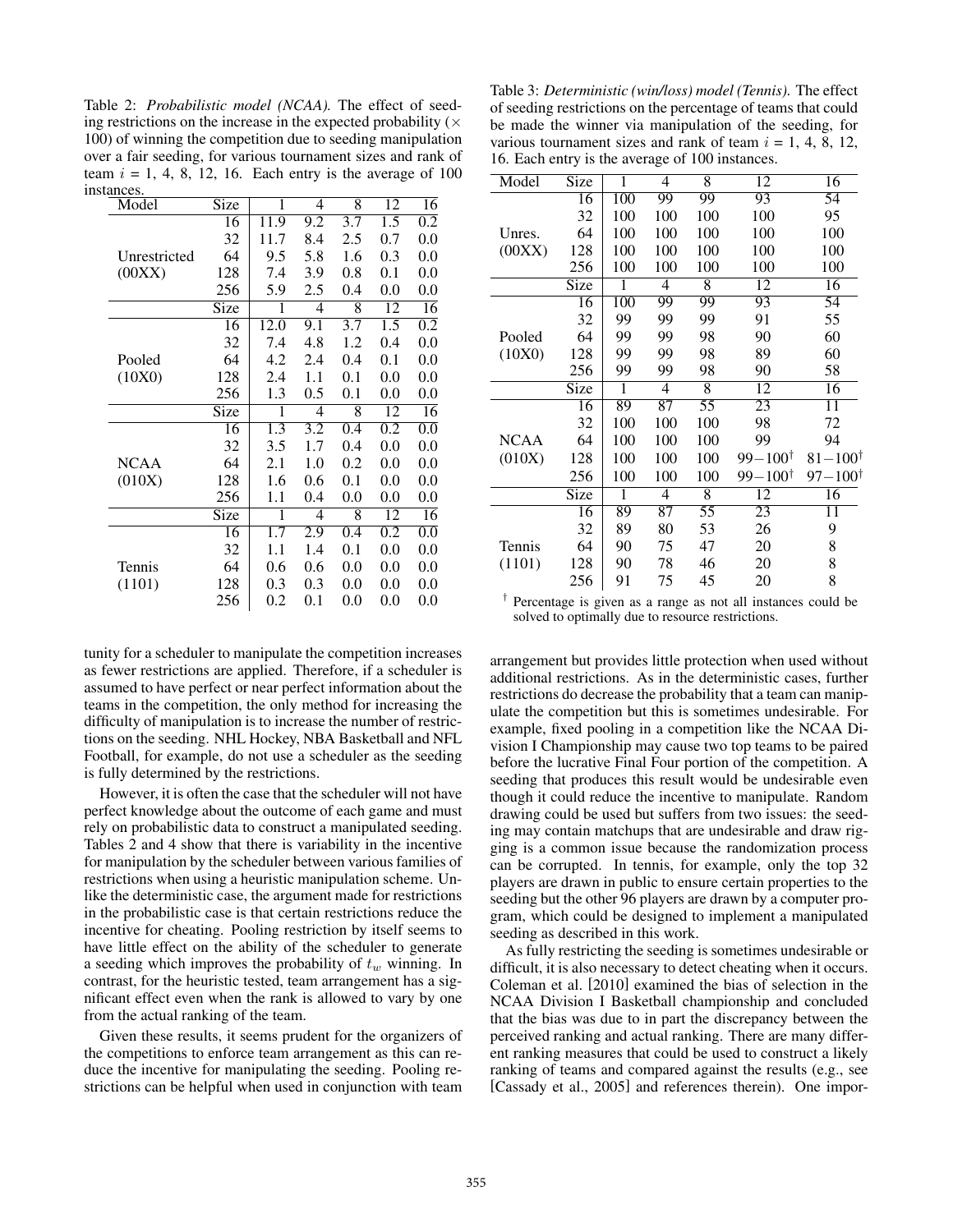Table 2: *Probabilistic model (NCAA).* The effect of seeding restrictions on the increase in the expected probability (× 100) of winning the competition due to seeding manipulation over a fair seeding, for various tournament sizes and rank of team $i$ = 1, 4, 8, 12, 16. Each entry is the average of 100 instances.

| Model | Size | 1 | 4 | 8 | 12 | 16 |
|---|---|---|---|---|---|---|
| Unrestricted (00XX) | 16 | 11.9 | 9.2 | 3.7 | 1.5 | 0.2 |
| | 32 | 11.7 | 8.4 | 2.5 | 0.7 | 0.0 |
| | 64 | 9.5 | 5.8 | 1.6 | 0.3 | 0.0 |
| | 128 | 7.4 | 3.9 | 0.8 | 0.1 | 0.0 |
| | 256 | 5.9 | 2.5 | 0.4 | 0.0 | 0.0 |
| | Size | 1 | 4 | 8 | 12 | 16 |
| Pooled (10X0) | 16 | 12.0 | 9.1 | 3.7 | 1.5 | 0.2 |
| | 32 | 7.4 | 4.8 | 1.2 | 0.4 | 0.0 |
| | 64 | 4.2 | 2.4 | 0.4 | 0.1 | 0.0 |
| | 128 | 2.4 | 1.1 | 0.1 | 0.0 | 0.0 |
| | 256 | 1.3 | 0.5 | 0.1 | 0.0 | 0.0 |
| | Size | 1 | 4 | 8 | 12 | 16 |
| NCAA (010X) | 16 | 1.3 | 3.2 | 0.4 | 0.2 | 0.0 |
| | 32 | 3.5 | 1.7 | 0.4 | 0.0 | 0.0 |
| | 64 | 2.1 | 1.0 | 0.2 | 0.0 | 0.0 |
| | 128 | 1.6 | 0.6 | 0.1 | 0.0 | 0.0 |
| | 256 | 1.1 | 0.4 | 0.0 | 0.0 | 0.0 |
| | Size | 1 | 4 | 8 | 12 | 16 |
| Tennis (1101) | 16 | 1.7 | 2.9 | 0.4 | 0.2 | 0.0 |
| | 32 | 1.1 | 1.4 | 0.1 | 0.0 | 0.0 |
| | 64 | 0.6 | 0.6 | 0.0 | 0.0 | 0.0 |
| | 128 | 0.3 | 0.3 | 0.0 | 0.0 | 0.0 |
| | 256 | 0.2 | 0.1 | 0.0 | 0.0 | 0.0 |

Table 3: *Deterministic (win/loss) model (Tennis).* The effect of seeding restrictions on the percentage of teams that could be made the winner via manipulation of the seeding, for various tournament sizes and rank of team $i$ = 1, 4, 8, 12, 16. Each entry is the average of 100 instances.

| Model | Size | 1 | 4 | 8 | 12 | 16 |
|---|---|---|---|---|---|---|
| Unres. (00XX) | 16 | 100 | 99 | 99 | 93 | 54 |
| | 32 | 100 | 100 | 100 | 100 | 95 |
| | 64 | 100 | 100 | 100 | 100 | 100 |
| | 128 | 100 | 100 | 100 | 100 | 100 |
| | 256 | 100 | 100 | 100 | 100 | 100 |
| | Size | 1 | 4 | 8 | 12 | 16 |
| Pooled (10X0) | 16 | 100 | 99 | 99 | 93 | 54 |
| | 32 | 99 | 99 | 99 | 91 | 55 |
| | 64 | 99 | 99 | 98 | 90 | 60 |
| | 128 | 99 | 99 | 98 | 89 | 60 |
| | 256 | 99 | 99 | 98 | 90 | 58 |
| | Size | 1 | 4 | 8 | 12 | 16 |
| NCAA (010X) | 16 | 89 | 87 | 55 | 23 | 11 |
| | 32 | 100 | 100 | 100 | 98 | 72 |
| | 64 | 100 | 100 | 100 | 99 | 94 |
| | 128 | 100 | 100 | 100 | 99−100† | 81−100† |
| | 256 | 100 | 100 | 100 | 99−100† | 97−100† |
| | Size | 1 | 4 | 8 | 12 | 16 |
| Tennis (1101) | 16 | 89 | 87 | 55 | 23 | 11 |
| | 32 | 89 | 80 | 53 | 26 | 9 |
| | 64 | 90 | 75 | 47 | 20 | 8 |
| | 128 | 90 | 78 | 46 | 20 | 8 |
| | 256 | 91 | 75 | 45 | 20 | 8 |

† Percentage is given as a range as not all instances could be solved to optimally due to resource restrictions.

tunity for a scheduler to manipulate the competition increases as fewer restrictions are applied. Therefore, if a scheduler is assumed to have perfect or near perfect information about the teams in the competition, the only method for increasing the difficulty of manipulation is to increase the number of restrictions on the seeding. NHL Hockey, NBA Basketball and NFL Football, for example, do not use a scheduler as the seeding is fully determined by the restrictions.

However, it is often the case that the scheduler will not have perfect knowledge about the outcome of each game and must rely on probabilistic data to construct a manipulated seeding. Tables 2 and 4 show that there is variability in the incentive for manipulation by the scheduler between various families of restrictions when using a heuristic manipulation scheme. Unlike the deterministic case, the argument made for restrictions in the probabilistic case is that certain restrictions reduce the incentive for cheating. Pooling restriction by itself seems to have little effect on the ability of the scheduler to generate a seeding which improves the probability of $t_w$ winning. In contrast, for the heuristic tested, team arrangement has a significant effect even when the rank is allowed to vary by one from the actual ranking of the team.

Given these results, it seems prudent for the organizers of the competitions to enforce team arrangement as this can reduce the incentive for manipulating the seeding. Pooling restrictions can be helpful when used in conjunction with team arrangement but provides little protection when used without additional restrictions. As in the deterministic cases, further restrictions do decrease the probability that a team can manipulate the competition but this is sometimes undesirable. For example, fixed pooling in a competition like the NCAA Division I Championship may cause two top teams to be paired before the lucrative Final Four portion of the competition. A seeding that produces this result would be undesirable even though it could reduce the incentive to manipulate. Random drawing could be used but suffers from two issues: the seeding may contain matchups that are undesirable and draw rigging is a common issue because the randomization process can be corrupted. In tennis, for example, only the top 32 players are drawn in public to ensure certain properties to the seeding but the other 96 players are drawn by a computer program, which could be designed to implement a manipulated seeding as described in this work.

As fully restricting the seeding is sometimes undesirable or difficult, it is also necessary to detect cheating when it occurs. Coleman et al. [2010] examined the bias of selection in the NCAA Division I Basketball championship and concluded that the bias was due to in part the discrepancy between the perceived ranking and actual ranking. There are many different ranking measures that could be used to construct a likely ranking of teams and compared against the results (e.g., see [Cassady et al., 2005] and references therein). One impor-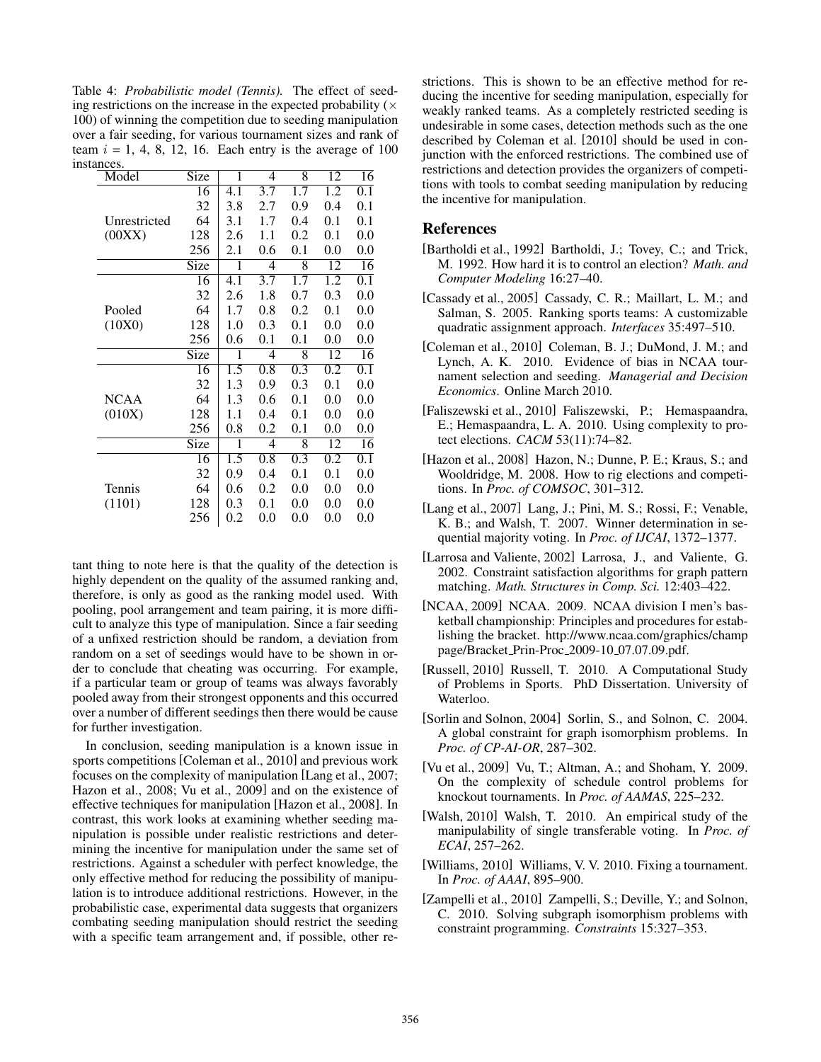Table 4: *Probabilistic model (Tennis).* The effect of seeding restrictions on the increase in the expected probability ($\times$ 100) of winning the competition due to seeding manipulation over a fair seeding, for various tournament sizes and rank of team $i$ = 1, 4, 8, 12, 16. Each entry is the average of 100 instances.

| Model | Size | 1 | 4 | 8 | 12 | 16 |
|---|---|---|---|---|---|---|
| Unrestricted (00XX) | 16 | 4.1 | 3.7 | 1.7 | 1.2 | 0.1 |
| | 32 | 3.8 | 2.7 | 0.9 | 0.4 | 0.1 |
| | 64 | 3.1 | 1.7 | 0.4 | 0.1 | 0.1 |
| | 128 | 2.6 | 1.1 | 0.2 | 0.1 | 0.0 |
| | 256 | 2.1 | 0.6 | 0.1 | 0.0 | 0.0 |
| | Size | 1 | 4 | 8 | 12 | 16 |
| Pooled (10X0) | 16 | 4.1 | 3.7 | 1.7 | 1.2 | 0.1 |
| | 32 | 2.6 | 1.8 | 0.7 | 0.3 | 0.0 |
| | 64 | 1.7 | 0.8 | 0.2 | 0.1 | 0.0 |
| | 128 | 1.0 | 0.3 | 0.1 | 0.0 | 0.0 |
| | 256 | 0.6 | 0.1 | 0.1 | 0.0 | 0.0 |
| | Size | 1 | 4 | 8 | 12 | 16 |
| NCAA (010X) | 16 | 1.5 | 0.8 | 0.3 | 0.2 | 0.1 |
| | 32 | 1.3 | 0.9 | 0.3 | 0.1 | 0.0 |
| | 64 | 1.3 | 0.6 | 0.1 | 0.0 | 0.0 |
| | 128 | 1.1 | 0.4 | 0.1 | 0.0 | 0.0 |
| | 256 | 0.8 | 0.2 | 0.1 | 0.0 | 0.0 |
| | Size | 1 | 4 | 8 | 12 | 16 |
| Tennis (1101) | 16 | 1.5 | 0.8 | 0.3 | 0.2 | 0.1 |
| | 32 | 0.9 | 0.4 | 0.1 | 0.1 | 0.0 |
| | 64 | 0.6 | 0.2 | 0.0 | 0.0 | 0.0 |
| | 128 | 0.3 | 0.1 | 0.0 | 0.0 | 0.0 |
| | 256 | 0.2 | 0.0 | 0.0 | 0.0 | 0.0 |

tant thing to note here is that the quality of the detection is highly dependent on the quality of the assumed ranking and, therefore, is only as good as the ranking model used. With pooling, pool arrangement and team pairing, it is more difficult to analyze this type of manipulation. Since a fair seeding of a unfixed restriction should be random, a deviation from random on a set of seedings would have to be shown in order to conclude that cheating was occurring. For example, if a particular team or group of teams was always favorably pooled away from their strongest opponents and this occurred over a number of different seedings then there would be cause for further investigation.

In conclusion, seeding manipulation is a known issue in sports competitions [Coleman et al., 2010] and previous work focuses on the complexity of manipulation [Lang et al., 2007; Hazon et al., 2008; Vu et al., 2009] and on the existence of effective techniques for manipulation [Hazon et al., 2008]. In contrast, this work looks at examining whether seeding manipulation is possible under realistic restrictions and determining the incentive for manipulation under the same set of restrictions. Against a scheduler with perfect knowledge, the only effective method for reducing the possibility of manipulation is to introduce additional restrictions. However, in the probabilistic case, experimental data suggests that organizers combating seeding manipulation should restrict the seeding with a specific team arrangement and, if possible, other restrictions. This is shown to be an effective method for reducing the incentive for seeding manipulation, especially for weakly ranked teams. As a completely restricted seeding is undesirable in some cases, detection methods such as the one described by Coleman et al. [2010] should be used in conjunction with the enforced restrictions. The combined use of restrictions and detection provides the organizers of competitions with tools to combat seeding manipulation by reducing the incentive for manipulation.

## References

[Bartholdi et al., 1992] Bartholdi, J.; Tovey, C.; and Trick, M. 1992. How hard it is to control an election? *Math. and Computer Modeling* 16:27–40.

[Cassady et al., 2005] Cassady, C. R.; Maillart, L. M.; and Salman, S. 2005. Ranking sports teams: A customizable quadratic assignment approach. *Interfaces* 35:497–510.

[Coleman et al., 2010] Coleman, B. J.; DuMond, J. M.; and Lynch, A. K. 2010. Evidence of bias in NCAA tournament selection and seeding. *Managerial and Decision Economics*. Online March 2010.

[Faliszewski et al., 2010] Faliszewski, P.; Hemaspaandra, E.; Hemaspaandra, L. A. 2010. Using complexity to protect elections. *CACM* 53(11):74–82.

[Hazon et al., 2008] Hazon, N.; Dunne, P. E.; Kraus, S.; and Wooldridge, M. 2008. How to rig elections and competitions. In *Proc. of COMSOC*, 301–312.

[Lang et al., 2007] Lang, J.; Pini, M. S.; Rossi, F.; Venable, K. B.; and Walsh, T. 2007. Winner determination in sequential majority voting. In *Proc. of IJCAI*, 1372–1377.

[Larrosa and Valiente, 2002] Larrosa, J., and Valiente, G. 2002. Constraint satisfaction algorithms for graph pattern matching. *Math. Structures in Comp. Sci.* 12:403–422.

[NCAA, 2009] NCAA. 2009. NCAA division I men's basketball championship: Principles and procedures for establishing the bracket. http://www.ncaa.com/graphics/champ page/Bracket_Prin-Proc_2009-10_07.07.09.pdf.

[Russell, 2010] Russell, T. 2010. A Computational Study of Problems in Sports. PhD Dissertation. University of Waterloo.

[Sorlin and Solnon, 2004] Sorlin, S., and Solnon, C. 2004. A global constraint for graph isomorphism problems. In *Proc. of CP-AI-OR*, 287–302.

[Vu et al., 2009] Vu, T.; Altman, A.; and Shoham, Y. 2009. On the complexity of schedule control problems for knockout tournaments. In *Proc. of AAMAS*, 225–232.

[Walsh, 2010] Walsh, T. 2010. An empirical study of the manipulability of single transferable voting. In *Proc. of ECAI*, 257–262.

[Williams, 2010] Williams, V. V. 2010. Fixing a tournament. In *Proc. of AAAI*, 895–900.

[Zampelli et al., 2010] Zampelli, S.; Deville, Y.; and Solnon, C. 2010. Solving subgraph isomorphism problems with constraint programming. *Constraints* 15:327–353.